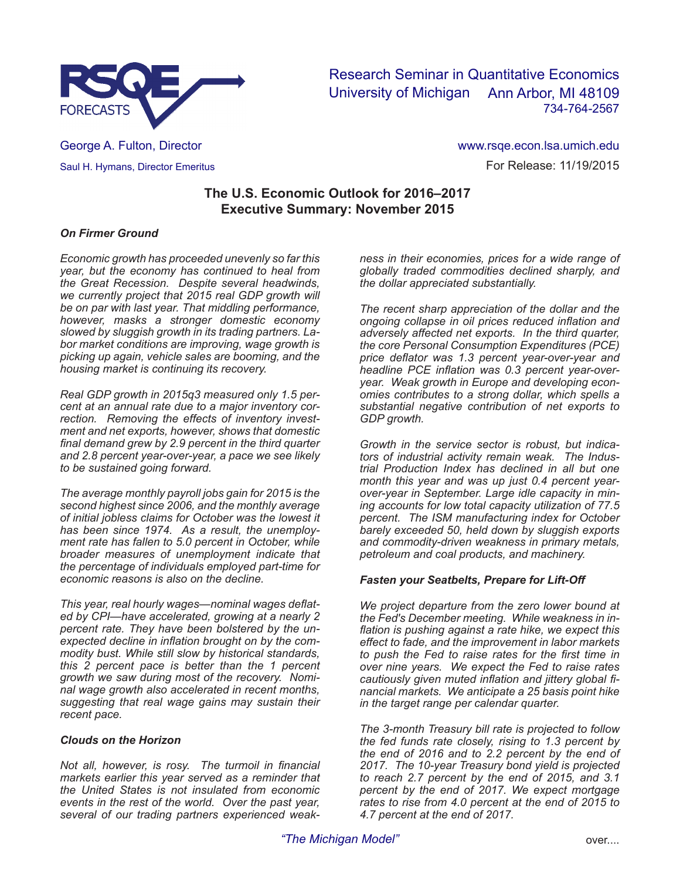Research Seminar in Quantitative Economics
University of Michigan    Ann Arbor, MI 48109
734-764-2567

George A. Fulton, Director
Saul H. Hymans, Director Emeritus

www.rsqe.econ.lsa.umich.edu
For Release: 11/19/2015

# The U.S. Economic Outlook for 2016–2017
# Executive Summary: November 2015

### *On Firmer Ground*

*Economic growth has proceeded unevenly so far this year, but the economy has continued to heal from the Great Recession. Despite several headwinds, we currently project that 2015 real GDP growth will be on par with last year. That middling performance, however, masks a stronger domestic economy slowed by sluggish growth in its trading partners. Labor market conditions are improving, wage growth is picking up again, vehicle sales are booming, and the housing market is continuing its recovery.*

*Real GDP growth in 2015q3 measured only 1.5 percent at an annual rate due to a major inventory correction. Removing the effects of inventory investment and net exports, however, shows that domestic final demand grew by 2.9 percent in the third quarter and 2.8 percent year-over-year, a pace we see likely to be sustained going forward.*

*The average monthly payroll jobs gain for 2015 is the second highest since 2006, and the monthly average of initial jobless claims for October was the lowest it has been since 1974. As a result, the unemployment rate has fallen to 5.0 percent in October, while broader measures of unemployment indicate that the percentage of individuals employed part-time for economic reasons is also on the decline.*

*This year, real hourly wages—nominal wages deflated by CPI—have accelerated, growing at a nearly 2 percent rate. They have been bolstered by the unexpected decline in inflation brought on by the commodity bust. While still slow by historical standards, this 2 percent pace is better than the 1 percent growth we saw during most of the recovery. Nominal wage growth also accelerated in recent months, suggesting that real wage gains may sustain their recent pace.*

### *Clouds on the Horizon*

*Not all, however, is rosy. The turmoil in financial markets earlier this year served as a reminder that the United States is not insulated from economic events in the rest of the world. Over the past year, several of our trading partners experienced weakness in their economies, prices for a wide range of globally traded commodities declined sharply, and the dollar appreciated substantially.*

*The recent sharp appreciation of the dollar and the ongoing collapse in oil prices reduced inflation and adversely affected net exports. In the third quarter, the core Personal Consumption Expenditures (PCE) price deflator was 1.3 percent year-over-year and headline PCE inflation was 0.3 percent year-over-year. Weak growth in Europe and developing economies contributes to a strong dollar, which spells a substantial negative contribution of net exports to GDP growth.*

*Growth in the service sector is robust, but indicators of industrial activity remain weak. The Industrial Production Index has declined in all but one month this year and was up just 0.4 percent year-over-year in September. Large idle capacity in mining accounts for low total capacity utilization of 77.5 percent. The ISM manufacturing index for October barely exceeded 50, held down by sluggish exports and commodity-driven weakness in primary metals, petroleum and coal products, and machinery.*

### *Fasten your Seatbelts, Prepare for Lift-Off*

*We project departure from the zero lower bound at the Fed's December meeting. While weakness in inflation is pushing against a rate hike, we expect this effect to fade, and the improvement in labor markets to push the Fed to raise rates for the first time in over nine years. We expect the Fed to raise rates cautiously given muted inflation and jittery global financial markets. We anticipate a 25 basis point hike in the target range per calendar quarter.*

*The 3-month Treasury bill rate is projected to follow the fed funds rate closely, rising to 1.3 percent by the end of 2016 and to 2.2 percent by the end of 2017. The 10-year Treasury bond yield is projected to reach 2.7 percent by the end of 2015, and 3.1 percent by the end of 2017. We expect mortgage rates to rise from 4.0 percent at the end of 2015 to 4.7 percent at the end of 2017.*

*"The Michigan Model"*

over....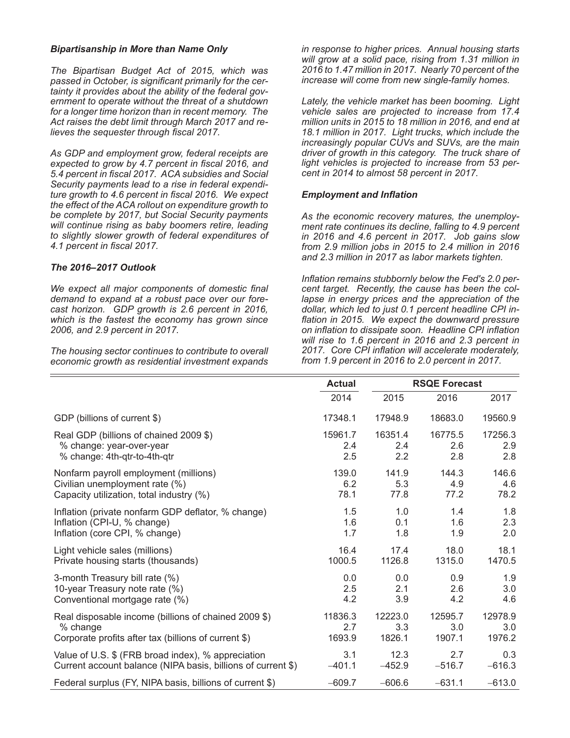### *Bipartisanship in More than Name Only*

*The Bipartisan Budget Act of 2015, which was passed in October, is significant primarily for the certainty it provides about the ability of the federal government to operate without the threat of a shutdown for a longer time horizon than in recent memory. The Act raises the debt limit through March 2017 and relieves the sequester through fiscal 2017.*

*As GDP and employment grow, federal receipts are expected to grow by 4.7 percent in fiscal 2016, and 5.4 percent in fiscal 2017. ACA subsidies and Social Security payments lead to a rise in federal expenditure growth to 4.6 percent in fiscal 2016. We expect the effect of the ACA rollout on expenditure growth to be complete by 2017, but Social Security payments will continue rising as baby boomers retire, leading to slightly slower growth of federal expenditures of 4.1 percent in fiscal 2017.*

### *The 2016–2017 Outlook*

*We expect all major components of domestic final demand to expand at a robust pace over our forecast horizon. GDP growth is 2.6 percent in 2016, which is the fastest the economy has grown since 2006, and 2.9 percent in 2017.*

*The housing sector continues to contribute to overall economic growth as residential investment expands in response to higher prices. Annual housing starts will grow at a solid pace, rising from 1.31 million in 2016 to 1.47 million in 2017. Nearly 70 percent of the increase will come from new single-family homes.*

*Lately, the vehicle market has been booming. Light vehicle sales are projected to increase from 17.4 million units in 2015 to 18 million in 2016, and end at 18.1 million in 2017. Light trucks, which include the increasingly popular CUVs and SUVs, are the main driver of growth in this category. The truck share of light vehicles is projected to increase from 53 percent in 2014 to almost 58 percent in 2017.*

### *Employment and Inflation*

*As the economic recovery matures, the unemployment rate continues its decline, falling to 4.9 percent in 2016 and 4.6 percent in 2017. Job gains slow from 2.9 million jobs in 2015 to 2.4 million in 2016 and 2.3 million in 2017 as labor markets tighten.*

*Inflation remains stubbornly below the Fed's 2.0 percent target. Recently, the cause has been the collapse in energy prices and the appreciation of the dollar, which led to just 0.1 percent headline CPI inflation in 2015. We expect the downward pressure on inflation to dissipate soon. Headline CPI inflation will rise to 1.6 percent in 2016 and 2.3 percent in 2017. Core CPI inflation will accelerate moderately, from 1.9 percent in 2016 to 2.0 percent in 2017.*

| | **Actual** | **RSQE Forecast** | | |
|---|---|---|---|---|
| | 2014 | 2015 | 2016 | 2017 |
| GDP (billions of current $) | 17348.1 | 17948.9 | 18683.0 | 19560.9 |
| Real GDP (billions of chained 2009 $) | 15961.7 | 16351.4 | 16775.5 | 17256.3 |
| % change: year-over-year | 2.4 | 2.4 | 2.6 | 2.9 |
| % change: 4th-qtr-to-4th-qtr | 2.5 | 2.2 | 2.8 | 2.8 |
| Nonfarm payroll employment (millions) | 139.0 | 141.9 | 144.3 | 146.6 |
| Civilian unemployment rate (%) | 6.2 | 5.3 | 4.9 | 4.6 |
| Capacity utilization, total industry (%) | 78.1 | 77.8 | 77.2 | 78.2 |
| Inflation (private nonfarm GDP deflator, % change) | 1.5 | 1.0 | 1.4 | 1.8 |
| Inflation (CPI-U, % change) | 1.6 | 0.1 | 1.6 | 2.3 |
| Inflation (core CPI, % change) | 1.7 | 1.8 | 1.9 | 2.0 |
| Light vehicle sales (millions) | 16.4 | 17.4 | 18.0 | 18.1 |
| Private housing starts (thousands) | 1000.5 | 1126.8 | 1315.0 | 1470.5 |
| 3-month Treasury bill rate (%) | 0.0 | 0.0 | 0.9 | 1.9 |
| 10-year Treasury note rate (%) | 2.5 | 2.1 | 2.6 | 3.0 |
| Conventional mortgage rate (%) | 4.2 | 3.9 | 4.2 | 4.6 |
| Real disposable income (billions of chained 2009 $) | 11836.3 | 12223.0 | 12595.7 | 12978.9 |
| % change | 2.7 | 3.3 | 3.0 | 3.0 |
| Corporate profits after tax (billions of current $) | 1693.9 | 1826.1 | 1907.1 | 1976.2 |
| Value of U.S. $ (FRB broad index), % appreciation | 3.1 | 12.3 | 2.7 | 0.3 |
| Current account balance (NIPA basis, billions of current $) | −401.1 | −452.9 | −516.7 | −616.3 |
| Federal surplus (FY, NIPA basis, billions of current $) | −609.7 | −606.6 | −631.1 | −613.0 |